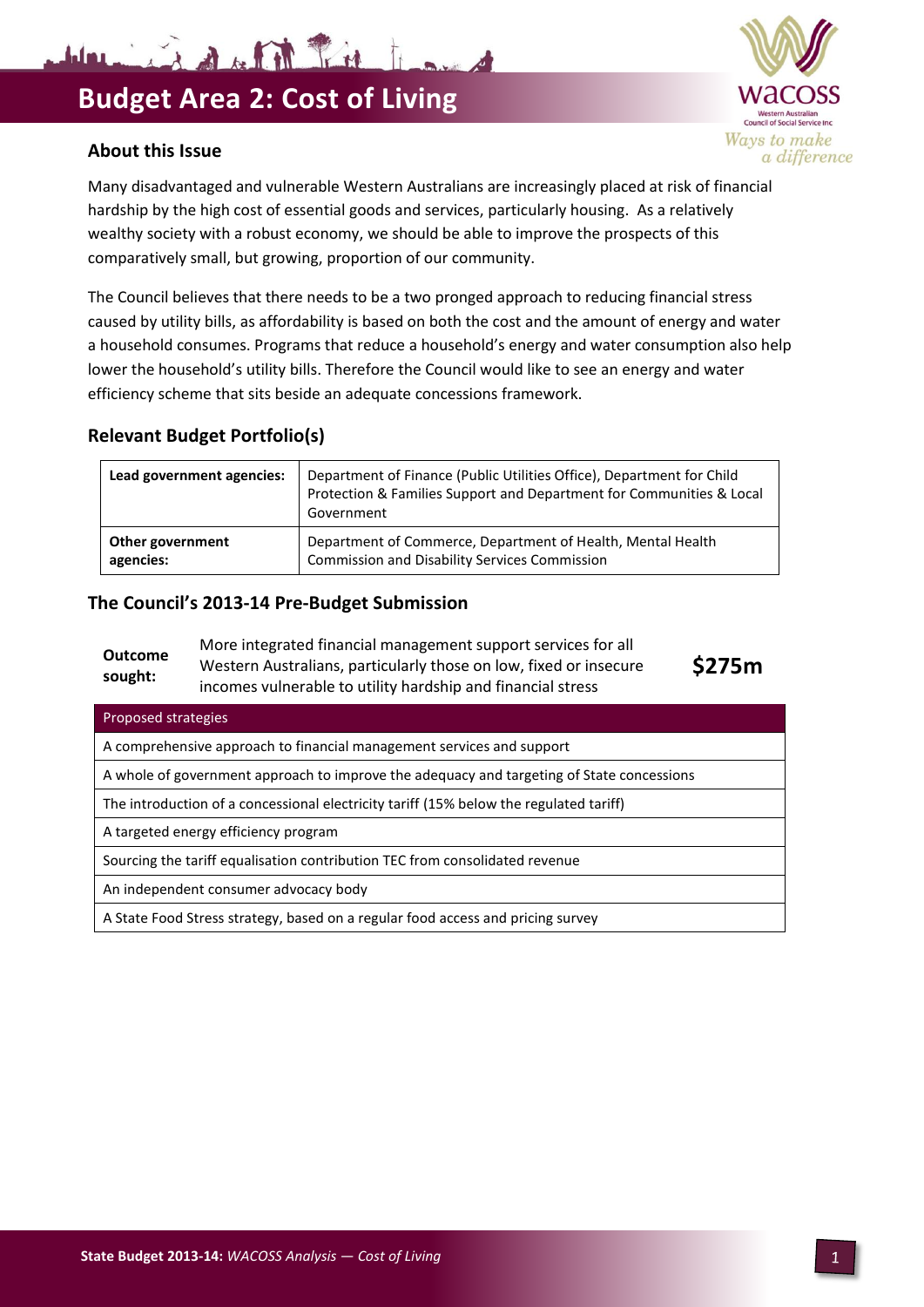# Budget Area 2: Cost of Living

## About this Issue

Many disadvantaged and vulnerable Western Australians are increasingly placed at risk of financial hardship by the high cost of essential goods and services, particularly housing. As a relatively wealthy society with a robust economy, we should be able to improve the prospects of this comparatively small, but growing, proportion of our community.

The Council believes that there needs to be a two pronged approach to reducing financial stress caused by utility bills, as affordability is based on both the cost and the amount of energy and water a household consumes. Programs that reduce a household's energy and water consumption also help lower the household's utility bills. Therefore the Council would like to see an energy and water efficiency scheme that sits beside an adequate concessions framework.

## Relevant Budget Portfolio(s)

| | |
|---|---|
| **Lead government agencies:** | Department of Finance (Public Utilities Office), Department for Child Protection & Families Support and Department for Communities & Local Government |
| **Other government agencies:** | Department of Commerce, Department of Health, Mental Health Commission and Disability Services Commission |

## The Council's 2013-14 Pre-Budget Submission

| **Outcome sought:** | More integrated financial management support services for all Western Australians, particularly those on low, fixed or insecure incomes vulnerable to utility hardship and financial stress | **$275m** |
|---|---|---|

| Proposed strategies |
|---|
| A comprehensive approach to financial management services and support |
| A whole of government approach to improve the adequacy and targeting of State concessions |
| The introduction of a concessional electricity tariff (15% below the regulated tariff) |
| A targeted energy efficiency program |
| Sourcing the tariff equalisation contribution TEC from consolidated revenue |
| An independent consumer advocacy body |
| A State Food Stress strategy, based on a regular food access and pricing survey |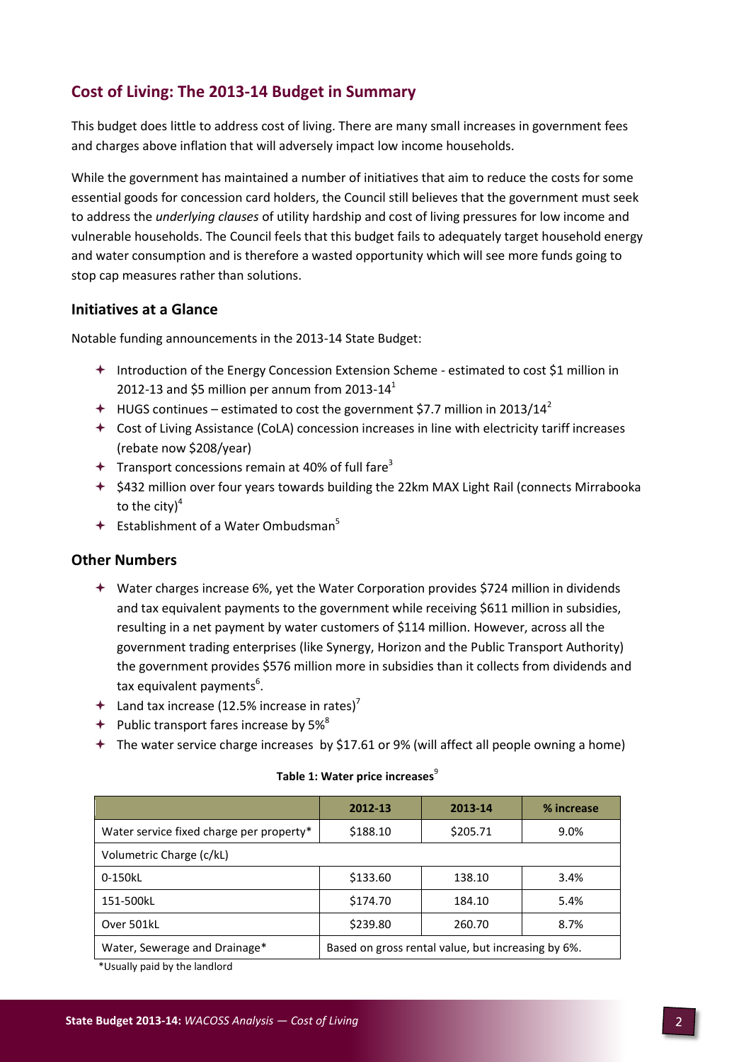## Cost of Living: The 2013-14 Budget in Summary

This budget does little to address cost of living. There are many small increases in government fees and charges above inflation that will adversely impact low income households.

While the government has maintained a number of initiatives that aim to reduce the costs for some essential goods for concession card holders, the Council still believes that the government must seek to address the *underlying clauses* of utility hardship and cost of living pressures for low income and vulnerable households. The Council feels that this budget fails to adequately target household energy and water consumption and is therefore a wasted opportunity which will see more funds going to stop cap measures rather than solutions.

### Initiatives at a Glance

Notable funding announcements in the 2013-14 State Budget:

- Introduction of the Energy Concession Extension Scheme - estimated to cost $1 million in 2012-13 and $5 million per annum from 2013-14[1]
- HUGS continues – estimated to cost the government $7.7 million in 2013/14[2]
- Cost of Living Assistance (CoLA) concession increases in line with electricity tariff increases (rebate now $208/year)
- Transport concessions remain at 40% of full fare[3]
- $432 million over four years towards building the 22km MAX Light Rail (connects Mirrabooka to the city)[4]
- Establishment of a Water Ombudsman[5]

### Other Numbers

- Water charges increase 6%, yet the Water Corporation provides $724 million in dividends and tax equivalent payments to the government while receiving $611 million in subsidies, resulting in a net payment by water customers of $114 million. However, across all the government trading enterprises (like Synergy, Horizon and the Public Transport Authority) the government provides $576 million more in subsidies than it collects from dividends and tax equivalent payments[6].
- Land tax increase (12.5% increase in rates)[7]
- Public transport fares increase by 5%[8]
- The water service charge increases by $17.61 or 9% (will affect all people owning a home)

**Table 1: Water price increases[9]**

| | 2012-13 | 2013-14 | % increase |
|---|---|---|---|
| Water service fixed charge per property* | $188.10 | $205.71 | 9.0% |
| Volumetric Charge (c/kL) | | | |
| 0-150kL | $133.60 | 138.10 | 3.4% |
| 151-500kL | $174.70 | 184.10 | 5.4% |
| Over 501kL | $239.80 | 260.70 | 8.7% |
| Water, Sewerage and Drainage* | Based on gross rental value, but increasing by 6%. | | |

*Usually paid by the landlord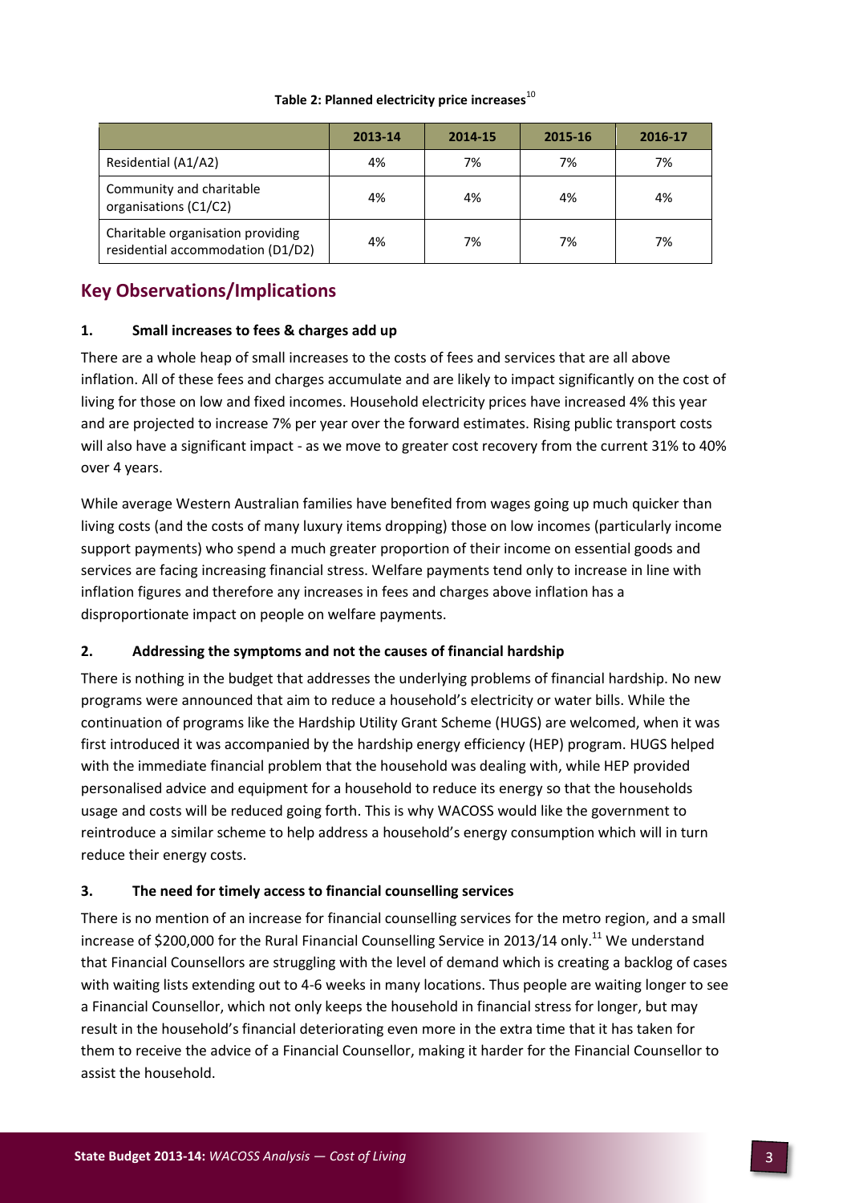**Table 2: Planned electricity price increases**[10]

| | 2013-14 | 2014-15 | 2015-16 | 2016-17 |
|---|---|---|---|---|
| Residential (A1/A2) | 4% | 7% | 7% | 7% |
| Community and charitable organisations (C1/C2) | 4% | 4% | 4% | 4% |
| Charitable organisation providing residential accommodation (D1/D2) | 4% | 7% | 7% | 7% |

## Key Observations/Implications

### 1. Small increases to fees & charges add up

There are a whole heap of small increases to the costs of fees and services that are all above inflation. All of these fees and charges accumulate and are likely to impact significantly on the cost of living for those on low and fixed incomes. Household electricity prices have increased 4% this year and are projected to increase 7% per year over the forward estimates. Rising public transport costs will also have a significant impact - as we move to greater cost recovery from the current 31% to 40% over 4 years.

While average Western Australian families have benefited from wages going up much quicker than living costs (and the costs of many luxury items dropping) those on low incomes (particularly income support payments) who spend a much greater proportion of their income on essential goods and services are facing increasing financial stress. Welfare payments tend only to increase in line with inflation figures and therefore any increases in fees and charges above inflation has a disproportionate impact on people on welfare payments.

### 2. Addressing the symptoms and not the causes of financial hardship

There is nothing in the budget that addresses the underlying problems of financial hardship. No new programs were announced that aim to reduce a household's electricity or water bills. While the continuation of programs like the Hardship Utility Grant Scheme (HUGS) are welcomed, when it was first introduced it was accompanied by the hardship energy efficiency (HEP) program. HUGS helped with the immediate financial problem that the household was dealing with, while HEP provided personalised advice and equipment for a household to reduce its energy so that the households usage and costs will be reduced going forth. This is why WACOSS would like the government to reintroduce a similar scheme to help address a household's energy consumption which will in turn reduce their energy costs.

### 3. The need for timely access to financial counselling services

There is no mention of an increase for financial counselling services for the metro region, and a small increase of $200,000 for the Rural Financial Counselling Service in 2013/14 only.[11] We understand that Financial Counsellors are struggling with the level of demand which is creating a backlog of cases with waiting lists extending out to 4-6 weeks in many locations. Thus people are waiting longer to see a Financial Counsellor, which not only keeps the household in financial stress for longer, but may result in the household's financial deteriorating even more in the extra time that it has taken for them to receive the advice of a Financial Counsellor, making it harder for the Financial Counsellor to assist the household.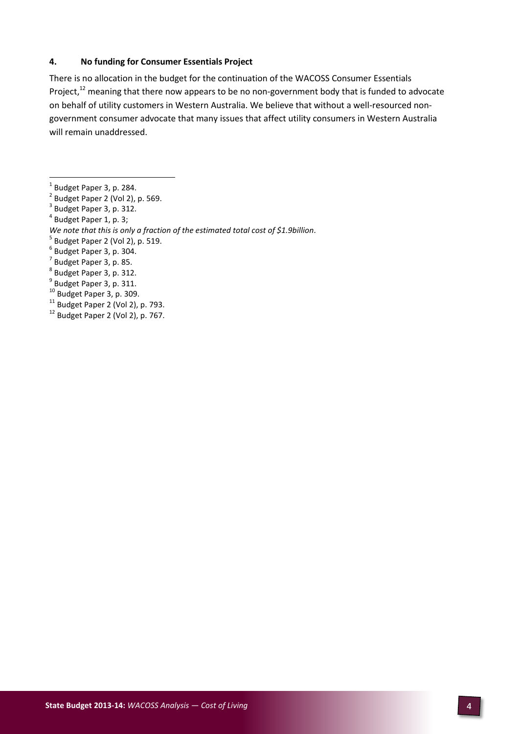### 4. No funding for Consumer Essentials Project

There is no allocation in the budget for the continuation of the WACOSS Consumer Essentials Project,[12] meaning that there now appears to be no non-government body that is funded to advocate on behalf of utility customers in Western Australia. We believe that without a well-resourced non-government consumer advocate that many issues that affect utility consumers in Western Australia will remain unaddressed.

---

[1] Budget Paper 3, p. 284.
[2] Budget Paper 2 (Vol 2), p. 569.
[3] Budget Paper 3, p. 312.
[4] Budget Paper 1, p. 3;
*We note that this is only a fraction of the estimated total cost of $1.9billion.*
[5] Budget Paper 2 (Vol 2), p. 519.
[6] Budget Paper 3, p. 304.
[7] Budget Paper 3, p. 85.
[8] Budget Paper 3, p. 312.
[9] Budget Paper 3, p. 311.
[10] Budget Paper 3, p. 309.
[11] Budget Paper 2 (Vol 2), p. 793.
[12] Budget Paper 2 (Vol 2), p. 767.